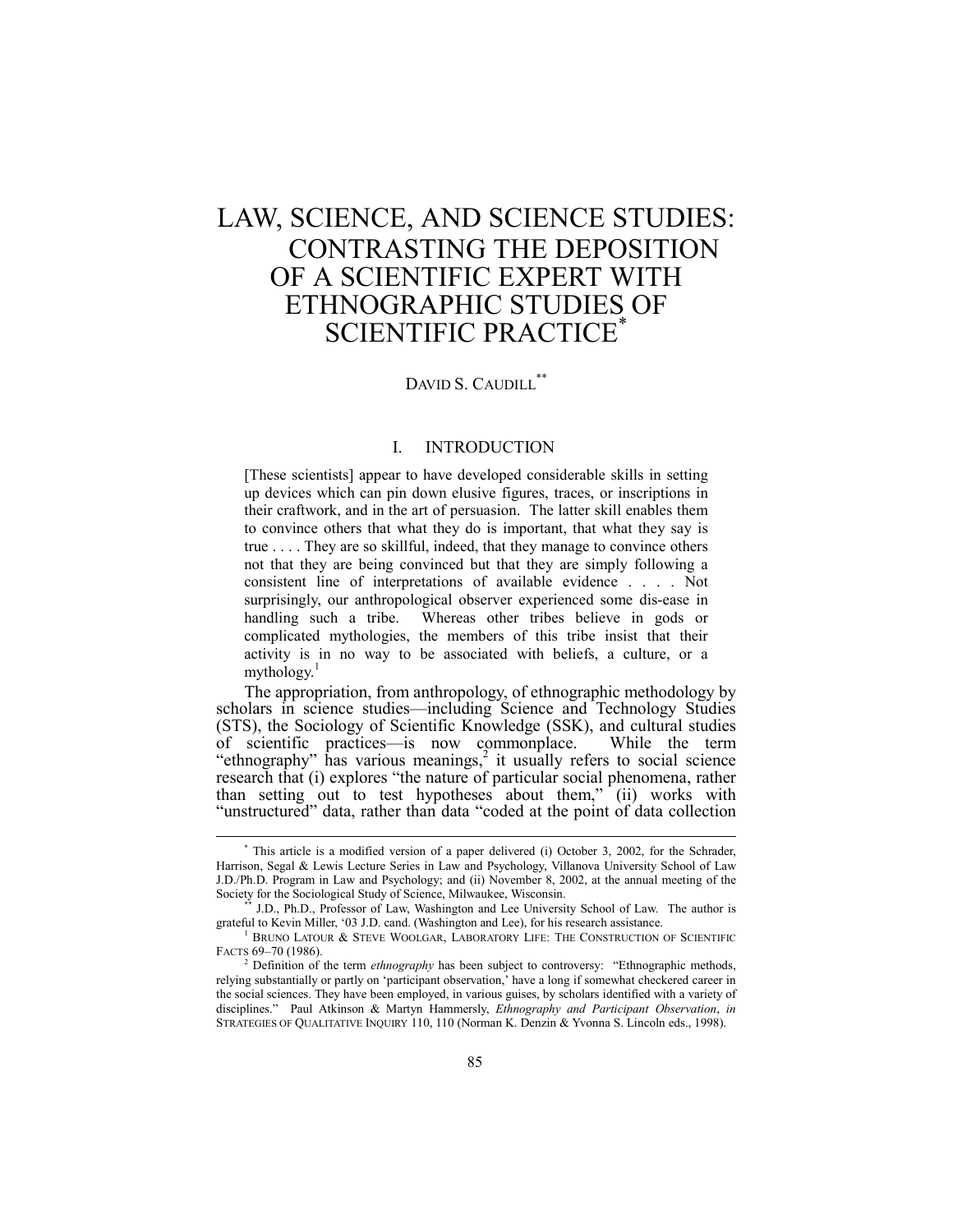# LAW, SCIENCE, AND SCIENCE STUDIES: CONTRASTING THE DEPOSITION OF A SCIENTIFIC EXPERT WITH ETHNOGRAPHIC STUDIES OF SCIENTIFIC PRACTICE*

DAVID S. CAUDILL**

## I. INTRODUCTION

> [These scientists] appear to have developed considerable skills in setting up devices which can pin down elusive figures, traces, or inscriptions in their craftwork, and in the art of persuasion. The latter skill enables them to convince others that what they do is important, that what they say is true . . . . They are so skillful, indeed, that they manage to convince others not that they are being convinced but that they are simply following a consistent line of interpretations of available evidence . . . . Not surprisingly, our anthropological observer experienced some dis-ease in handling such a tribe. Whereas other tribes believe in gods or complicated mythologies, the members of this tribe insist that their activity is in no way to be associated with beliefs, a culture, or a mythology.[1]

The appropriation, from anthropology, of ethnographic methodology by scholars in science studies—including Science and Technology Studies (STS), the Sociology of Scientific Knowledge (SSK), and cultural studies of scientific practices—is now commonplace. While the term "ethnography" has various meanings,[2] it usually refers to social science research that (i) explores "the nature of particular social phenomena, rather than setting out to test hypotheses about them," (ii) works with "unstructured" data, rather than data "coded at the point of data collection

---

\* This article is a modified version of a paper delivered (i) October 3, 2002, for the Schrader, Harrison, Segal & Lewis Lecture Series in Law and Psychology, Villanova University School of Law J.D./Ph.D. Program in Law and Psychology; and (ii) November 8, 2002, at the annual meeting of the Society for the Sociological Study of Science, Milwaukee, Wisconsin.

\** J.D., Ph.D., Professor of Law, Washington and Lee University School of Law. The author is grateful to Kevin Miller, '03 J.D. cand. (Washington and Lee), for his research assistance.

[1] BRUNO LATOUR & STEVE WOOLGAR, LABORATORY LIFE: THE CONSTRUCTION OF SCIENTIFIC FACTS 69–70 (1986).

[2] Definition of the term *ethnography* has been subject to controversy: "Ethnographic methods, relying substantially or partly on 'participant observation,' have a long if somewhat checkered career in the social sciences. They have been employed, in various guises, by scholars identified with a variety of disciplines." Paul Atkinson & Martyn Hammersly, *Ethnography and Participant Observation*, *in* STRATEGIES OF QUALITATIVE INQUIRY 110, 110 (Norman K. Denzin & Yvonna S. Lincoln eds., 1998).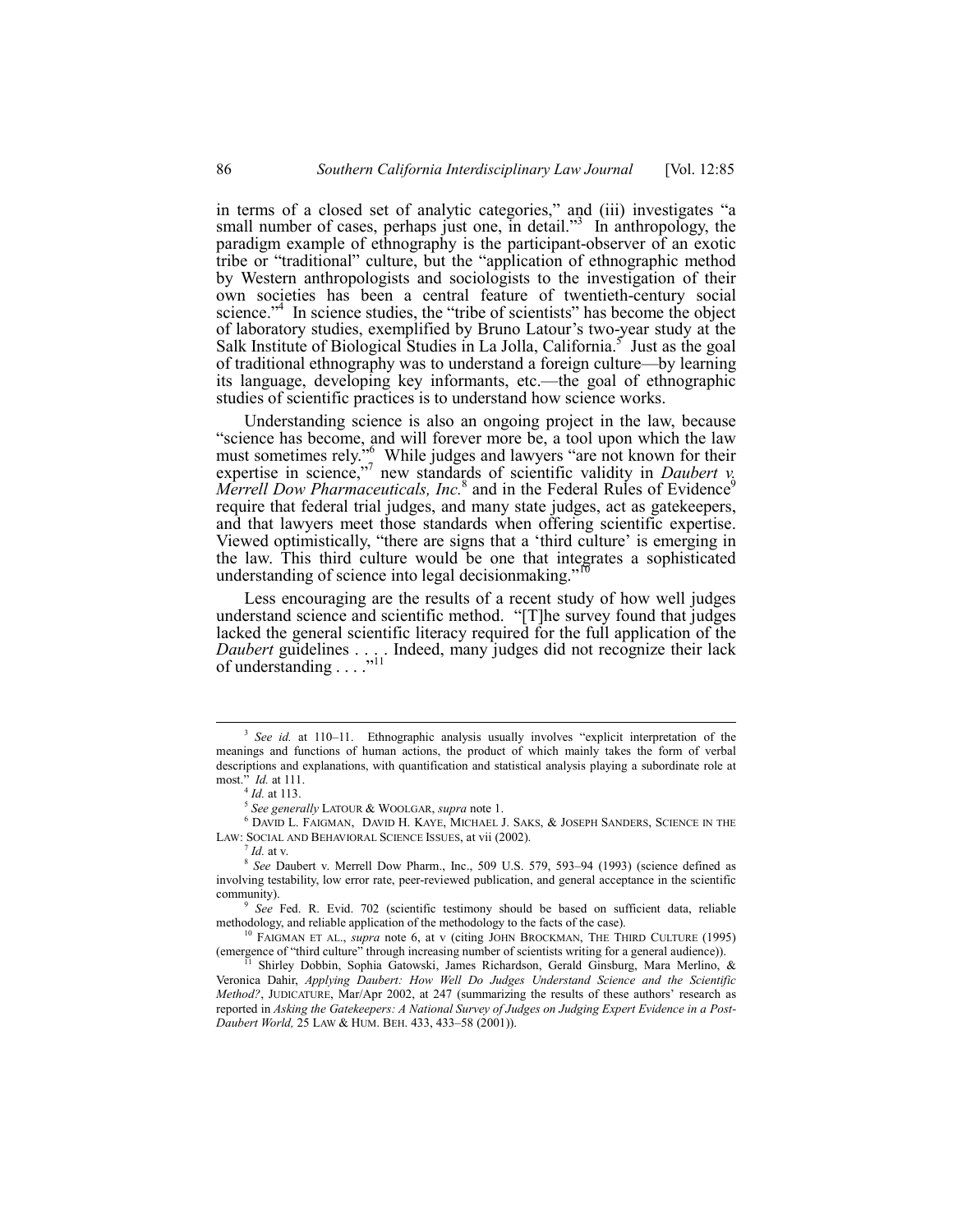in terms of a closed set of analytic categories," and (iii) investigates "a small number of cases, perhaps just one, in detail."[3] In anthropology, the paradigm example of ethnography is the participant-observer of an exotic tribe or "traditional" culture, but the "application of ethnographic method by Western anthropologists and sociologists to the investigation of their own societies has been a central feature of twentieth-century social science."[4] In science studies, the "tribe of scientists" has become the object of laboratory studies, exemplified by Bruno Latour's two-year study at the Salk Institute of Biological Studies in La Jolla, California.[5] Just as the goal of traditional ethnography was to understand a foreign culture—by learning its language, developing key informants, etc.—the goal of ethnographic studies of scientific practices is to understand how science works.

Understanding science is also an ongoing project in the law, because "science has become, and will forever more be, a tool upon which the law must sometimes rely."[6] While judges and lawyers "are not known for their expertise in science,"[7] new standards of scientific validity in *Daubert v. Merrell Dow Pharmaceuticals, Inc.*[8] and in the Federal Rules of Evidence[9] require that federal trial judges, and many state judges, act as gatekeepers, and that lawyers meet those standards when offering scientific expertise. Viewed optimistically, "there are signs that a 'third culture' is emerging in the law. This third culture would be one that integrates a sophisticated understanding of science into legal decisionmaking."[10]

Less encouraging are the results of a recent study of how well judges understand science and scientific method. "[T]he survey found that judges lacked the general scientific literacy required for the full application of the *Daubert* guidelines . . . . Indeed, many judges did not recognize their lack of understanding . . . ."[11]

---

[3] *See id.* at 110–11. Ethnographic analysis usually involves "explicit interpretation of the meanings and functions of human actions, the product of which mainly takes the form of verbal descriptions and explanations, with quantification and statistical analysis playing a subordinate role at most." *Id.* at 111.

[4] *Id.* at 113.

[5] *See generally* LATOUR & WOOLGAR, *supra* note 1.

[6] DAVID L. FAIGMAN, DAVID H. KAYE, MICHAEL J. SAKS, & JOSEPH SANDERS, SCIENCE IN THE LAW: SOCIAL AND BEHAVIORAL SCIENCE ISSUES, at vii (2002).

[7] *Id.* at v.

[8] *See* Daubert v. Merrell Dow Pharm., Inc., 509 U.S. 579, 593–94 (1993) (science defined as involving testability, low error rate, peer-reviewed publication, and general acceptance in the scientific community).

[9] *See* Fed. R. Evid. 702 (scientific testimony should be based on sufficient data, reliable methodology, and reliable application of the methodology to the facts of the case).

[10] FAIGMAN ET AL., *supra* note 6, at v (citing JOHN BROCKMAN, THE THIRD CULTURE (1995) (emergence of "third culture" through increasing number of scientists writing for a general audience)).

[11] Shirley Dobbin, Sophia Gatowski, James Richardson, Gerald Ginsburg, Mara Merlino, & Veronica Dahir, *Applying Daubert: How Well Do Judges Understand Science and the Scientific Method?*, JUDICATURE, Mar/Apr 2002, at 247 (summarizing the results of these authors' research as reported in *Asking the Gatekeepers: A National Survey of Judges on Judging Expert Evidence in a Post-Daubert World,* 25 LAW & HUM. BEH. 433, 433–58 (2001)).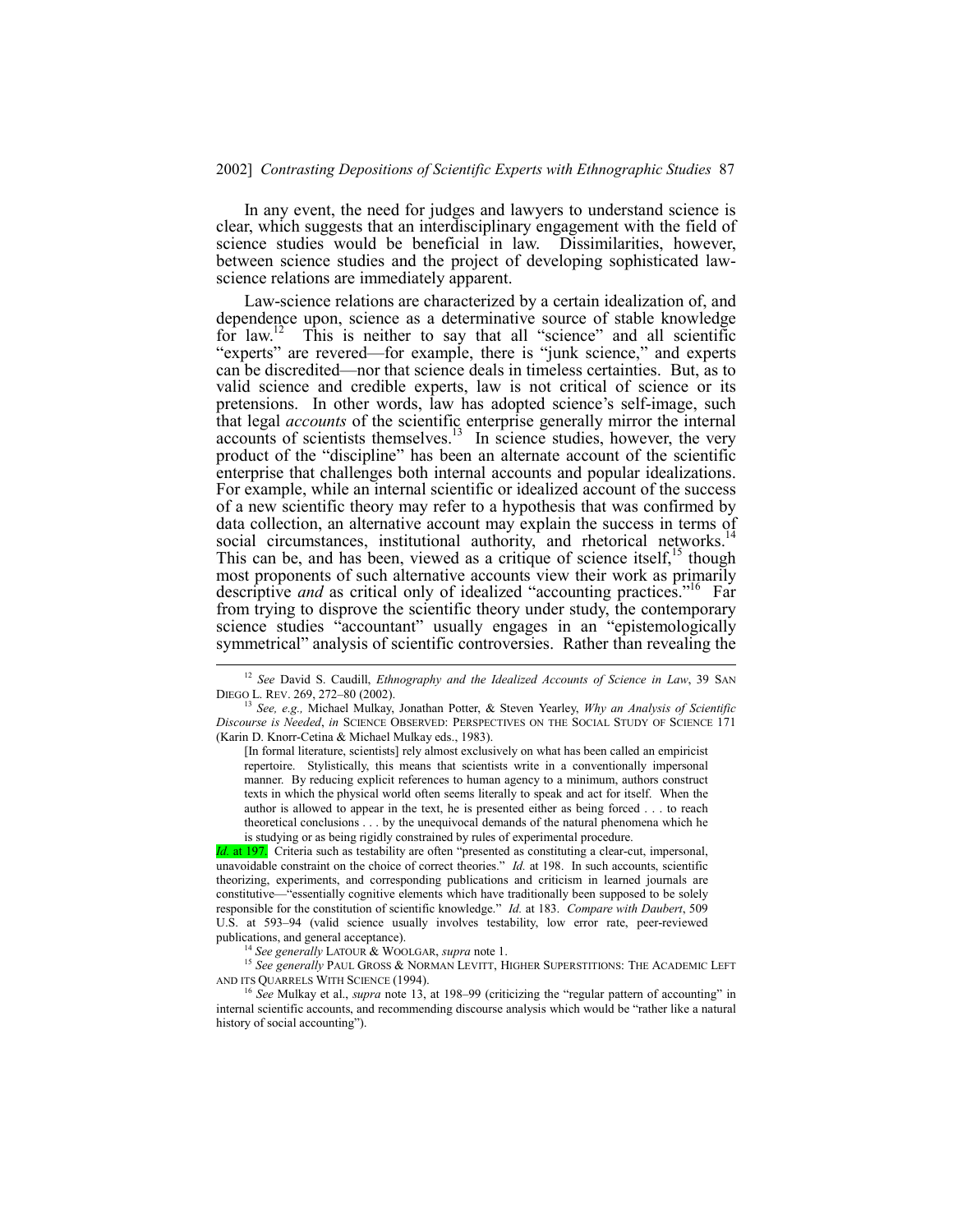In any event, the need for judges and lawyers to understand science is clear, which suggests that an interdisciplinary engagement with the field of science studies would be beneficial in law. Dissimilarities, however, between science studies and the project of developing sophisticated law-science relations are immediately apparent.

Law-science relations are characterized by a certain idealization of, and dependence upon, science as a determinative source of stable knowledge for law.[12] This is neither to say that all "science" and all scientific "experts" are revered—for example, there is "junk science," and experts can be discredited—nor that science deals in timeless certainties. But, as to valid science and credible experts, law is not critical of science or its pretensions. In other words, law has adopted science's self-image, such that legal *accounts* of the scientific enterprise generally mirror the internal accounts of scientists themselves.[13] In science studies, however, the very product of the "discipline" has been an alternate account of the scientific enterprise that challenges both internal accounts and popular idealizations. For example, while an internal scientific or idealized account of the success of a new scientific theory may refer to a hypothesis that was confirmed by data collection, an alternative account may explain the success in terms of social circumstances, institutional authority, and rhetorical networks.[14] This can be, and has been, viewed as a critique of science itself,[15] though most proponents of such alternative accounts view their work as primarily descriptive *and* as critical only of idealized "accounting practices."[16] Far from trying to disprove the scientific theory under study, the contemporary science studies "accountant" usually engages in an "epistemologically symmetrical" analysis of scientific controversies. Rather than revealing the

---

[12] *See* David S. Caudill, *Ethnography and the Idealized Accounts of Science in Law*, 39 SAN DIEGO L. REV. 269, 272–80 (2002).

[13] *See, e.g.,* Michael Mulkay, Jonathan Potter, & Steven Yearley, *Why an Analysis of Scientific Discourse is Needed*, *in* SCIENCE OBSERVED: PERSPECTIVES ON THE SOCIAL STUDY OF SCIENCE 171 (Karin D. Knorr-Cetina & Michael Mulkay eds., 1983).

> [In formal literature, scientists] rely almost exclusively on what has been called an empiricist repertoire. Stylistically, this means that scientists write in a conventionally impersonal manner. By reducing explicit references to human agency to a minimum, authors construct texts in which the physical world often seems literally to speak and act for itself. When the author is allowed to appear in the text, he is presented either as being forced . . . to reach theoretical conclusions . . . by the unequivocal demands of the natural phenomena which he is studying or as being rigidly constrained by rules of experimental procedure.

*Id.* at 197. Criteria such as testability are often "presented as constituting a clear-cut, impersonal, unavoidable constraint on the choice of correct theories." *Id.* at 198. In such accounts, scientific theorizing, experiments, and corresponding publications and criticism in learned journals are constitutive—"essentially cognitive elements which have traditionally been supposed to be solely responsible for the constitution of scientific knowledge." *Id.* at 183. *Compare with Daubert*, 509 U.S. at 593–94 (valid science usually involves testability, low error rate, peer-reviewed publications, and general acceptance).

[14] *See generally* LATOUR & WOOLGAR, *supra* note 1.

[15] *See generally* PAUL GROSS & NORMAN LEVITT, HIGHER SUPERSTITIONS: THE ACADEMIC LEFT AND ITS QUARRELS WITH SCIENCE (1994).

[16] *See* Mulkay et al., *supra* note 13, at 198–99 (criticizing the "regular pattern of accounting" in internal scientific accounts, and recommending discourse analysis which would be "rather like a natural history of social accounting").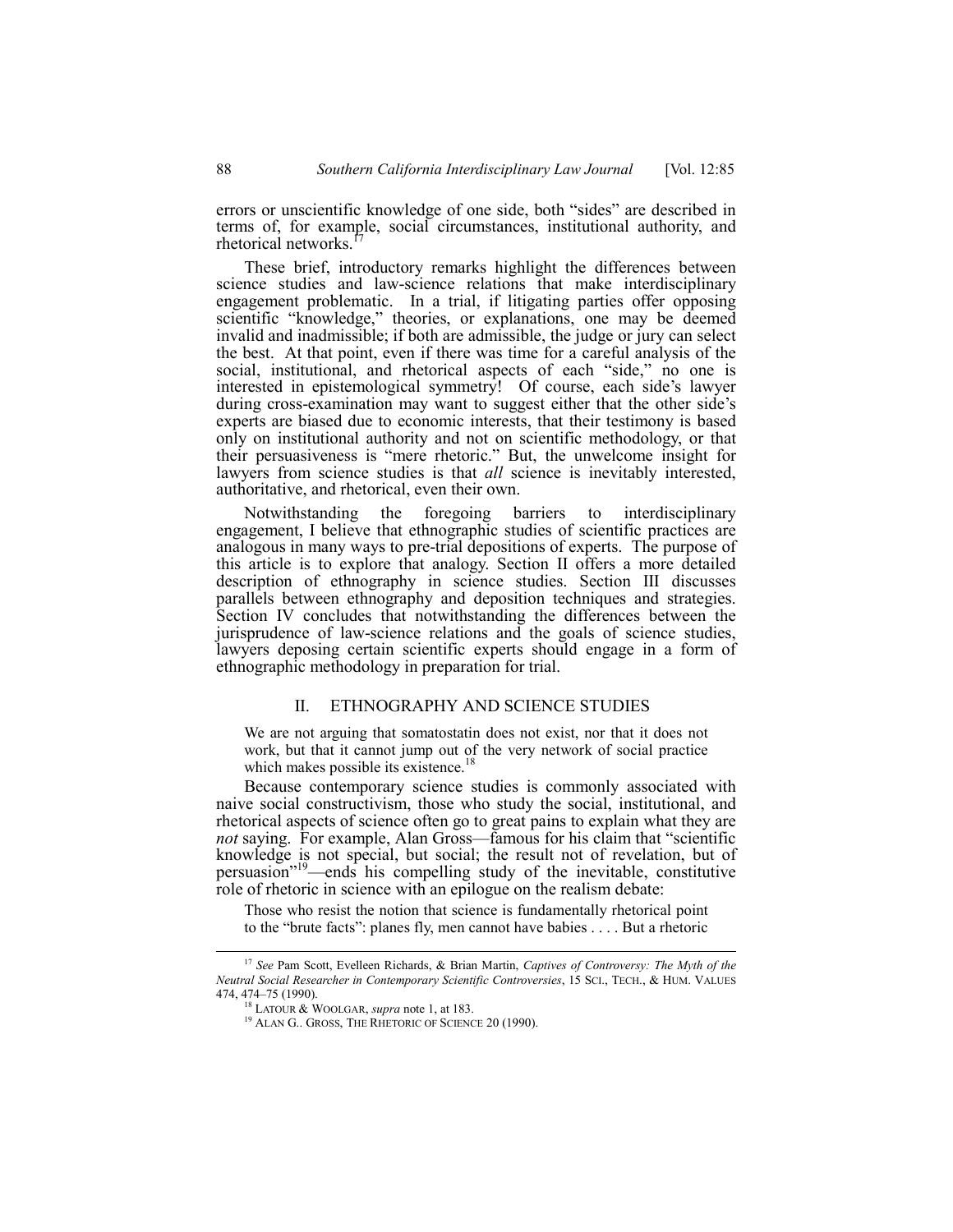errors or unscientific knowledge of one side, both "sides" are described in terms of, for example, social circumstances, institutional authority, and rhetorical networks.[17]

These brief, introductory remarks highlight the differences between science studies and law-science relations that make interdisciplinary engagement problematic. In a trial, if litigating parties offer opposing scientific "knowledge," theories, or explanations, one may be deemed invalid and inadmissible; if both are admissible, the judge or jury can select the best. At that point, even if there was time for a careful analysis of the social, institutional, and rhetorical aspects of each "side," no one is interested in epistemological symmetry! Of course, each side's lawyer during cross-examination may want to suggest either that the other side's experts are biased due to economic interests, that their testimony is based only on institutional authority and not on scientific methodology, or that their persuasiveness is "mere rhetoric." But, the unwelcome insight for lawyers from science studies is that *all* science is inevitably interested, authoritative, and rhetorical, even their own.

Notwithstanding the foregoing barriers to interdisciplinary engagement, I believe that ethnographic studies of scientific practices are analogous in many ways to pre-trial depositions of experts. The purpose of this article is to explore that analogy. Section II offers a more detailed description of ethnography in science studies. Section III discusses parallels between ethnography and deposition techniques and strategies. Section IV concludes that notwithstanding the differences between the jurisprudence of law-science relations and the goals of science studies, lawyers deposing certain scientific experts should engage in a form of ethnographic methodology in preparation for trial.

## II. ETHNOGRAPHY AND SCIENCE STUDIES

> We are not arguing that somatostatin does not exist, nor that it does not work, but that it cannot jump out of the very network of social practice which makes possible its existence.[18]

Because contemporary science studies is commonly associated with naive social constructivism, those who study the social, institutional, and rhetorical aspects of science often go to great pains to explain what they are *not* saying. For example, Alan Gross—famous for his claim that "scientific knowledge is not special, but social; the result not of revelation, but of persuasion"[19]—ends his compelling study of the inevitable, constitutive role of rhetoric in science with an epilogue on the realism debate:

> Those who resist the notion that science is fundamentally rhetorical point to the "brute facts": planes fly, men cannot have babies . . . . But a rhetoric

---

[17] *See* Pam Scott, Evelleen Richards, & Brian Martin, *Captives of Controversy: The Myth of the Neutral Social Researcher in Contemporary Scientific Controversies*, 15 SCI., TECH., & HUM. VALUES 474, 474–75 (1990).

[18] LATOUR & WOOLGAR, *supra* note 1, at 183.

[19] ALAN G.. GROSS, THE RHETORIC OF SCIENCE 20 (1990).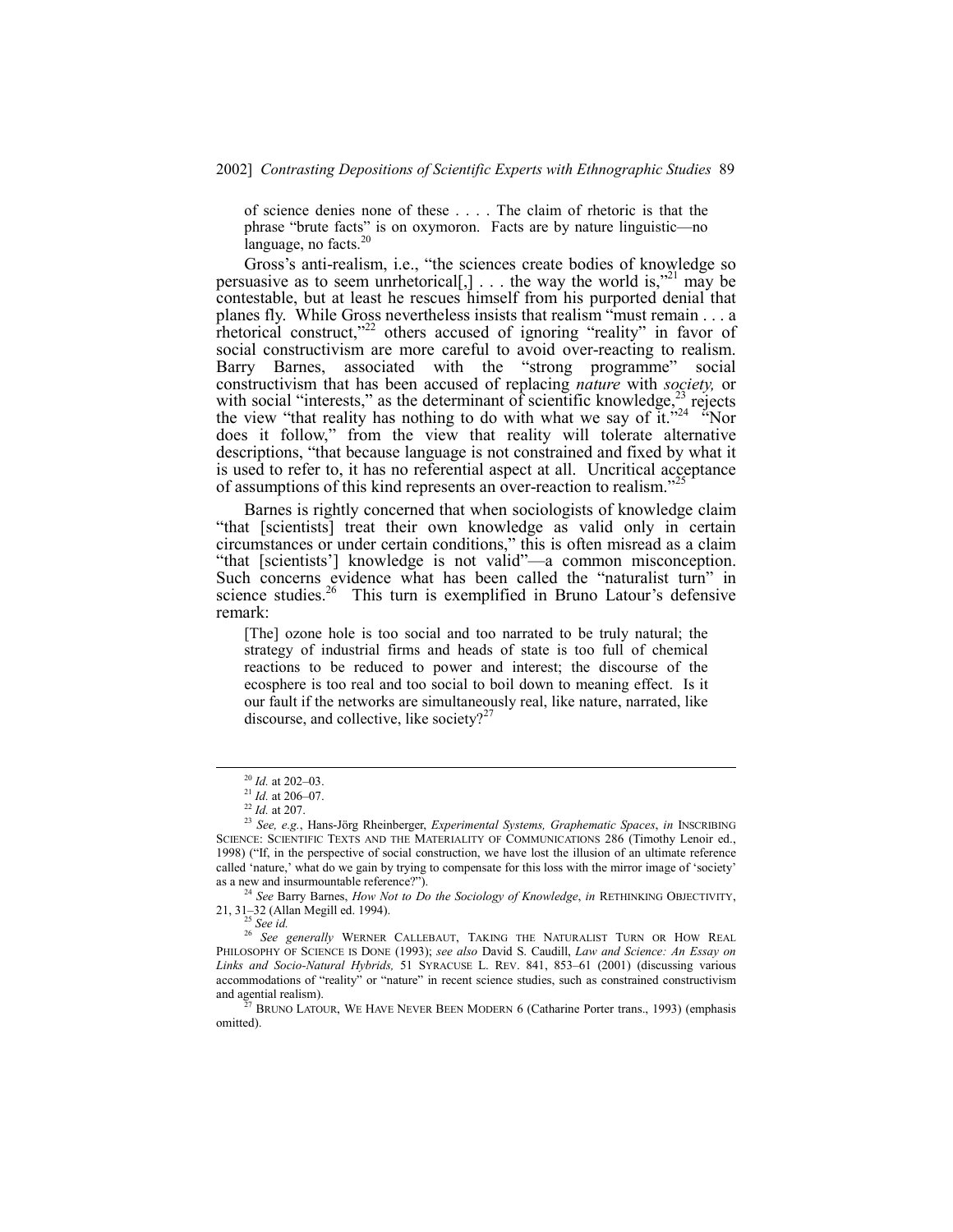of science denies none of these . . . . The claim of rhetoric is that the phrase "brute facts" is on oxymoron. Facts are by nature linguistic—no language, no facts.[20]

Gross's anti-realism, i.e., "the sciences create bodies of knowledge so persuasive as to seem unrhetorical[,] . . . the way the world is,"[21] may be contestable, but at least he rescues himself from his purported denial that planes fly. While Gross nevertheless insists that realism "must remain . . . a rhetorical construct,"[22] others accused of ignoring "reality" in favor of social constructivism are more careful to avoid over-reacting to realism. Barry Barnes, associated with the "strong programme" social constructivism that has been accused of replacing *nature* with *society,* or with social "interests," as the determinant of scientific knowledge,[23] rejects the view "that reality has nothing to do with what we say of it."[24] "Nor does it follow," from the view that reality will tolerate alternative descriptions, "that because language is not constrained and fixed by what it is used to refer to, it has no referential aspect at all. Uncritical acceptance of assumptions of this kind represents an over-reaction to realism."[25]

Barnes is rightly concerned that when sociologists of knowledge claim "that [scientists] treat their own knowledge as valid only in certain circumstances or under certain conditions," this is often misread as a claim "that [scientists'] knowledge is not valid"—a common misconception. Such concerns evidence what has been called the "naturalist turn" in science studies.[26] This turn is exemplified in Bruno Latour's defensive remark:

> [The] ozone hole is too social and too narrated to be truly natural; the strategy of industrial firms and heads of state is too full of chemical reactions to be reduced to power and interest; the discourse of the ecosphere is too real and too social to boil down to meaning effect. Is it our fault if the networks are simultaneously real, like nature, narrated, like discourse, and collective, like society?[27]

---

[20] *Id.* at 202–03.

[21] *Id.* at 206–07.

[22] *Id.* at 207.

[23] *See, e.g.*, Hans-Jörg Rheinberger, *Experimental Systems, Graphematic Spaces*, *in* INSCRIBING SCIENCE: SCIENTIFIC TEXTS AND THE MATERIALITY OF COMMUNICATIONS 286 (Timothy Lenoir ed., 1998) ("If, in the perspective of social construction, we have lost the illusion of an ultimate reference called 'nature,' what do we gain by trying to compensate for this loss with the mirror image of 'society' as a new and insurmountable reference?").

[24] *See* Barry Barnes, *How Not to Do the Sociology of Knowledge*, *in* RETHINKING OBJECTIVITY, 21, 31–32 (Allan Megill ed. 1994).

[25] *See id.*

[26] *See generally* WERNER CALLEBAUT, TAKING THE NATURALIST TURN OR HOW REAL PHILOSOPHY OF SCIENCE IS DONE (1993); *see also* David S. Caudill, *Law and Science: An Essay on Links and Socio-Natural Hybrids,* 51 SYRACUSE L. REV. 841, 853–61 (2001) (discussing various accommodations of "reality" or "nature" in recent science studies, such as constrained constructivism and agential realism).

[27] BRUNO LATOUR, WE HAVE NEVER BEEN MODERN 6 (Catharine Porter trans., 1993) (emphasis omitted).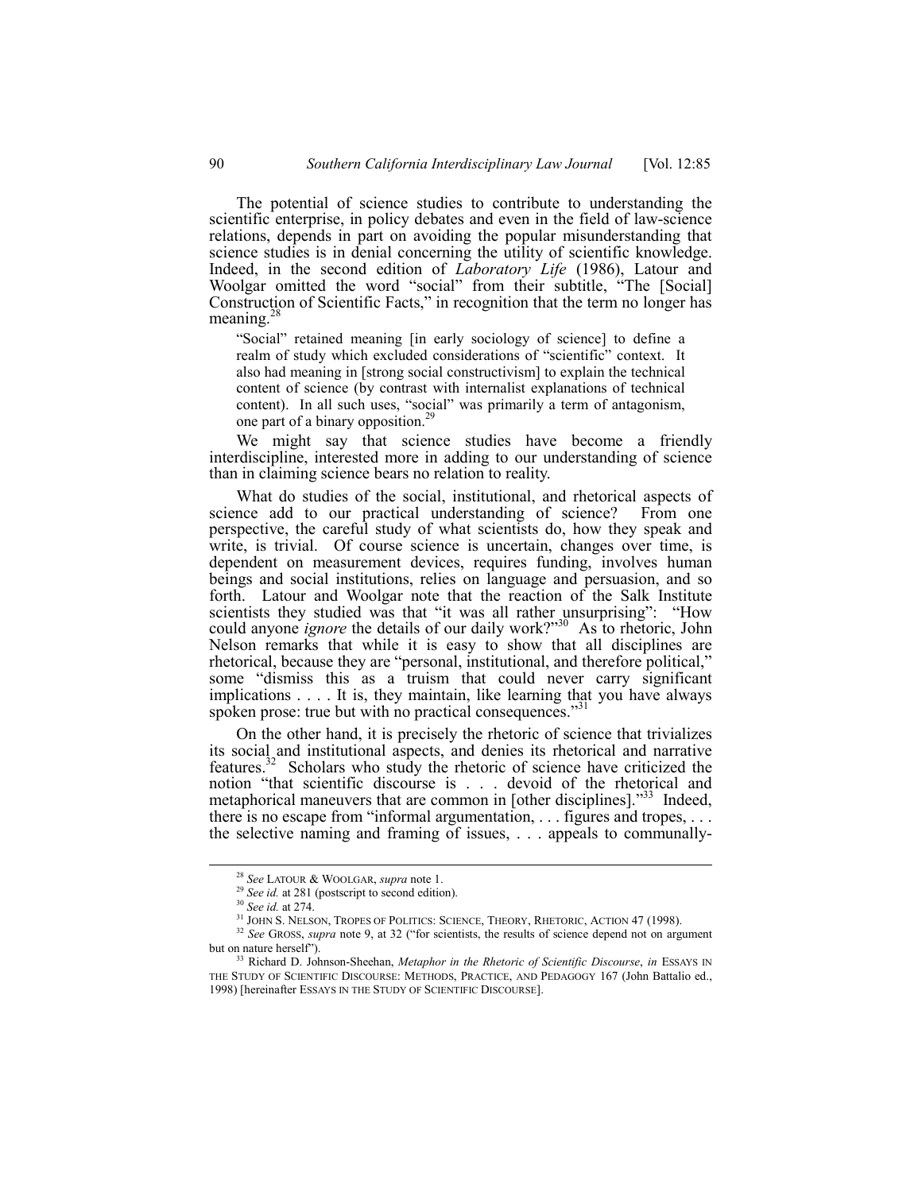The potential of science studies to contribute to understanding the scientific enterprise, in policy debates and even in the field of law-science relations, depends in part on avoiding the popular misunderstanding that science studies is in denial concerning the utility of scientific knowledge. Indeed, in the second edition of *Laboratory Life* (1986), Latour and Woolgar omitted the word "social" from their subtitle, "The [Social] Construction of Scientific Facts," in recognition that the term no longer has meaning.[28]

> "Social" retained meaning [in early sociology of science] to define a realm of study which excluded considerations of "scientific" context. It also had meaning in [strong social constructivism] to explain the technical content of science (by contrast with internalist explanations of technical content). In all such uses, "social" was primarily a term of antagonism, one part of a binary opposition.[29]

We might say that science studies have become a friendly interdiscipline, interested more in adding to our understanding of science than in claiming science bears no relation to reality.

What do studies of the social, institutional, and rhetorical aspects of science add to our practical understanding of science? From one perspective, the careful study of what scientists do, how they speak and write, is trivial. Of course science is uncertain, changes over time, is dependent on measurement devices, requires funding, involves human beings and social institutions, relies on language and persuasion, and so forth. Latour and Woolgar note that the reaction of the Salk Institute scientists they studied was that "it was all rather unsurprising": "How could anyone *ignore* the details of our daily work?"[30] As to rhetoric, John Nelson remarks that while it is easy to show that all disciplines are rhetorical, because they are "personal, institutional, and therefore political," some "dismiss this as a truism that could never carry significant implications . . . . It is, they maintain, like learning that you have always spoken prose: true but with no practical consequences."[31]

On the other hand, it is precisely the rhetoric of science that trivializes its social and institutional aspects, and denies its rhetorical and narrative features.[32] Scholars who study the rhetoric of science have criticized the notion "that scientific discourse is . . . devoid of the rhetorical and metaphorical maneuvers that are common in [other disciplines]."[33] Indeed, there is no escape from "informal argumentation, . . . figures and tropes, . . . the selective naming and framing of issues, . . . appeals to communally-

---

[28] *See* LATOUR & WOOLGAR, *supra* note 1.

[29] *See id.* at 281 (postscript to second edition).

[30] *See id.* at 274.

[31] JOHN S. NELSON, TROPES OF POLITICS: SCIENCE, THEORY, RHETORIC, ACTION 47 (1998).

[32] *See* GROSS, *supra* note 9, at 32 ("for scientists, the results of science depend not on argument but on nature herself").

[33] Richard D. Johnson-Sheehan, *Metaphor in the Rhetoric of Scientific Discourse*, *in* ESSAYS IN THE STUDY OF SCIENTIFIC DISCOURSE: METHODS, PRACTICE, AND PEDAGOGY 167 (John Battalio ed., 1998) [hereinafter ESSAYS IN THE STUDY OF SCIENTIFIC DISCOURSE].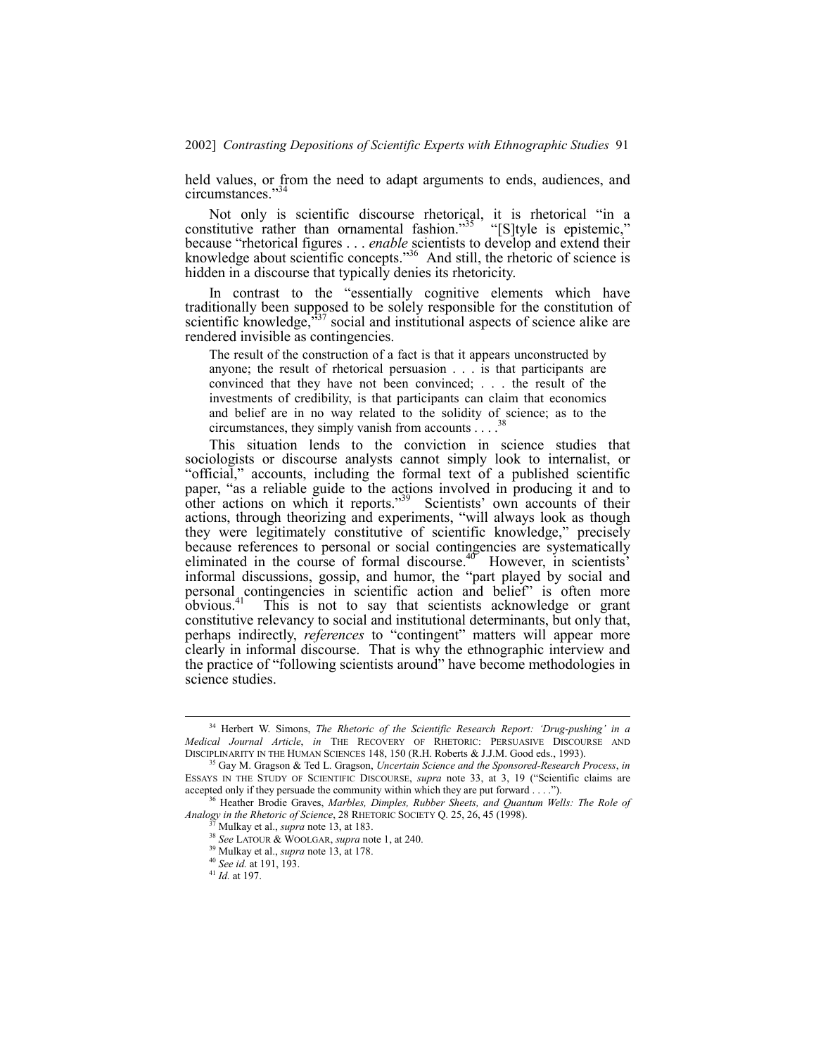held values, or from the need to adapt arguments to ends, audiences, and circumstances."[34]

Not only is scientific discourse rhetorical, it is rhetorical "in a constitutive rather than ornamental fashion."[35] "[S]tyle is epistemic," because "rhetorical figures . . . *enable* scientists to develop and extend their knowledge about scientific concepts."[36] And still, the rhetoric of science is hidden in a discourse that typically denies its rhetoricity.

In contrast to the "essentially cognitive elements which have traditionally been supposed to be solely responsible for the constitution of scientific knowledge,"[37] social and institutional aspects of science alike are rendered invisible as contingencies.

> The result of the construction of a fact is that it appears unconstructed by anyone; the result of rhetorical persuasion . . . is that participants are convinced that they have not been convinced; . . . the result of the investments of credibility, is that participants can claim that economics and belief are in no way related to the solidity of science; as to the circumstances, they simply vanish from accounts . . . .[38]

This situation lends to the conviction in science studies that sociologists or discourse analysts cannot simply look to internalist, or "official," accounts, including the formal text of a published scientific paper, "as a reliable guide to the actions involved in producing it and to other actions on which it reports."[39] Scientists' own accounts of their actions, through theorizing and experiments, "will always look as though they were legitimately constitutive of scientific knowledge," precisely because references to personal or social contingencies are systematically eliminated in the course of formal discourse.[40] However, in scientists' informal discussions, gossip, and humor, the "part played by social and personal contingencies in scientific action and belief" is often more obvious.[41] This is not to say that scientists acknowledge or grant constitutive relevancy to social and institutional determinants, but only that, perhaps indirectly, *references* to "contingent" matters will appear more clearly in informal discourse. That is why the ethnographic interview and the practice of "following scientists around" have become methodologies in science studies.

---

[34] Herbert W. Simons, *The Rhetoric of the Scientific Research Report: 'Drug-pushing' in a Medical Journal Article*, *in* THE RECOVERY OF RHETORIC: PERSUASIVE DISCOURSE AND DISCIPLINARITY IN THE HUMAN SCIENCES 148, 150 (R.H. Roberts & J.J.M. Good eds., 1993).

[35] Gay M. Gragson & Ted L. Gragson, *Uncertain Science and the Sponsored-Research Process*, *in* ESSAYS IN THE STUDY OF SCIENTIFIC DISCOURSE, *supra* note 33, at 3, 19 ("Scientific claims are accepted only if they persuade the community within which they are put forward . . . .").

[36] Heather Brodie Graves, *Marbles, Dimples, Rubber Sheets, and Quantum Wells: The Role of Analogy in the Rhetoric of Science*, 28 RHETORIC SOCIETY Q. 25, 26, 45 (1998).

[37] Mulkay et al., *supra* note 13, at 183.

[38] *See* LATOUR & WOOLGAR, *supra* note 1, at 240.

[39] Mulkay et al., *supra* note 13, at 178.

[40] *See id.* at 191, 193.

[41] *Id.* at 197.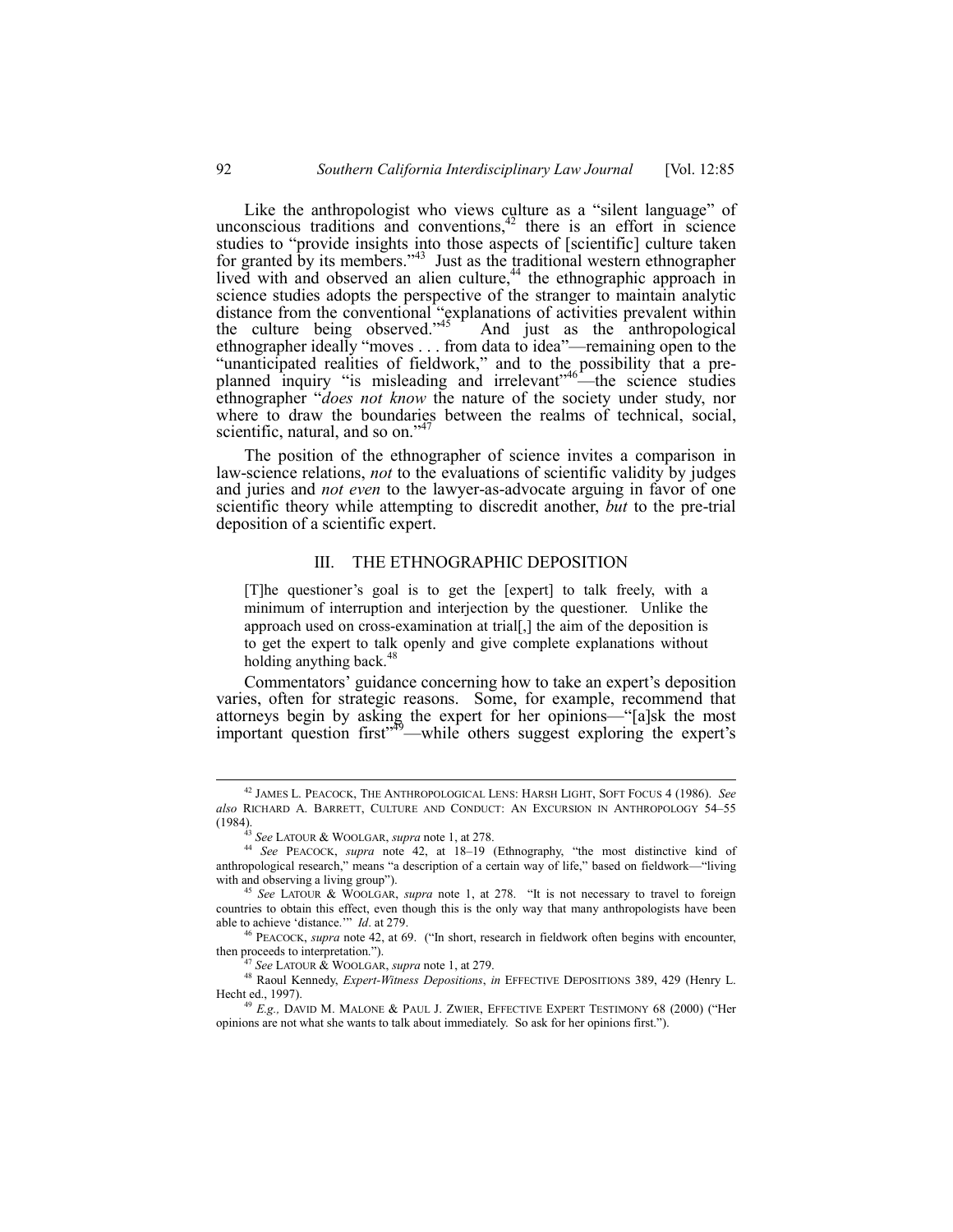Like the anthropologist who views culture as a "silent language" of unconscious traditions and conventions,[42] there is an effort in science studies to "provide insights into those aspects of [scientific] culture taken for granted by its members."[43] Just as the traditional western ethnographer lived with and observed an alien culture,[44] the ethnographic approach in science studies adopts the perspective of the stranger to maintain analytic distance from the conventional "explanations of activities prevalent within the culture being observed."[45] And just as the anthropological ethnographer ideally "moves . . . from data to idea"—remaining open to the "unanticipated realities of fieldwork," and to the possibility that a pre-planned inquiry "is misleading and irrelevant"[46]—the science studies ethnographer "*does not know* the nature of the society under study, nor where to draw the boundaries between the realms of technical, social, scientific, natural, and so on."[47]

The position of the ethnographer of science invites a comparison in law-science relations, *not* to the evaluations of scientific validity by judges and juries and *not even* to the lawyer-as-advocate arguing in favor of one scientific theory while attempting to discredit another, *but* to the pre-trial deposition of a scientific expert.

## III. THE ETHNOGRAPHIC DEPOSITION

> [T]he questioner's goal is to get the [expert] to talk freely, with a minimum of interruption and interjection by the questioner. Unlike the approach used on cross-examination at trial[,] the aim of the deposition is to get the expert to talk openly and give complete explanations without holding anything back.[48]

Commentators' guidance concerning how to take an expert's deposition varies, often for strategic reasons. Some, for example, recommend that attorneys begin by asking the expert for her opinions—"[a]sk the most important question first"[49]—while others suggest exploring the expert's

---

[42] JAMES L. PEACOCK, THE ANTHROPOLOGICAL LENS: HARSH LIGHT, SOFT FOCUS 4 (1986). *See also* RICHARD A. BARRETT, CULTURE AND CONDUCT: AN EXCURSION IN ANTHROPOLOGY 54–55 (1984).

[43] *See* LATOUR & WOOLGAR, *supra* note 1, at 278.

[44] *See* PEACOCK, *supra* note 42, at 18–19 (Ethnography, "the most distinctive kind of anthropological research," means "a description of a certain way of life," based on fieldwork—"living with and observing a living group").

[45] *See* LATOUR & WOOLGAR, *supra* note 1, at 278. "It is not necessary to travel to foreign countries to obtain this effect, even though this is the only way that many anthropologists have been able to achieve 'distance.'" *Id*. at 279.

[46] PEACOCK, *supra* note 42, at 69. ("In short, research in fieldwork often begins with encounter, then proceeds to interpretation.").

[47] *See* LATOUR & WOOLGAR, *supra* note 1, at 279.

[48] Raoul Kennedy, *Expert-Witness Depositions*, *in* EFFECTIVE DEPOSITIONS 389, 429 (Henry L. Hecht ed., 1997).

[49] *E.g.,* DAVID M. MALONE & PAUL J. ZWIER, EFFECTIVE EXPERT TESTIMONY 68 (2000) ("Her opinions are not what she wants to talk about immediately. So ask for her opinions first.").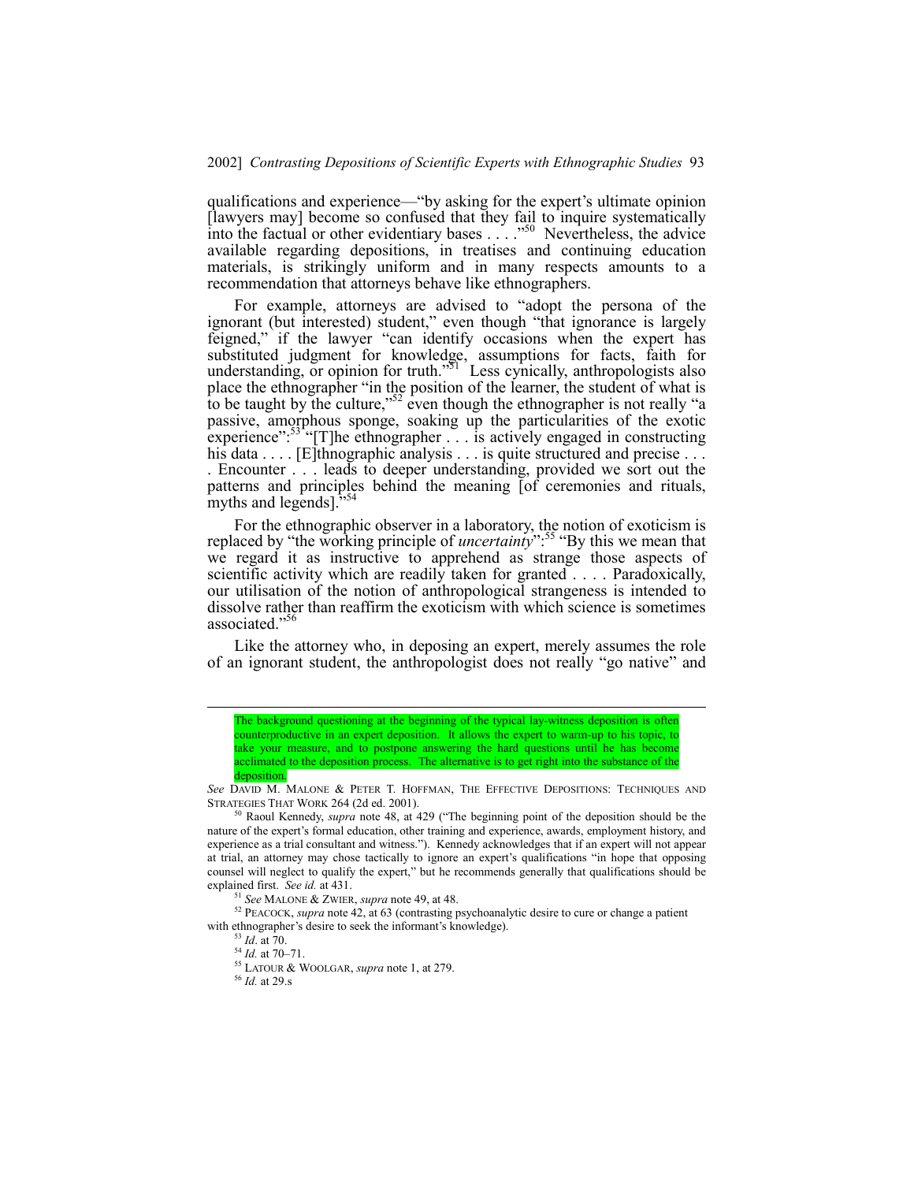qualifications and experience—"by asking for the expert's ultimate opinion [lawyers may] become so confused that they fail to inquire systematically into the factual or other evidentiary bases . . . ."[50] Nevertheless, the advice available regarding depositions, in treatises and continuing education materials, is strikingly uniform and in many respects amounts to a recommendation that attorneys behave like ethnographers.

For example, attorneys are advised to "adopt the persona of the ignorant (but interested) student," even though "that ignorance is largely feigned," if the lawyer "can identify occasions when the expert has substituted judgment for knowledge, assumptions for facts, faith for understanding, or opinion for truth."[51] Less cynically, anthropologists also place the ethnographer "in the position of the learner, the student of what is to be taught by the culture,"[52] even though the ethnographer is not really "a passive, amorphous sponge, soaking up the particularities of the exotic experience":[53] "[T]he ethnographer . . . is actively engaged in constructing his data . . . . [E]thnographic analysis . . . is quite structured and precise . . . . Encounter . . . leads to deeper understanding, provided we sort out the patterns and principles behind the meaning [of ceremonies and rituals, myths and legends]."[54]

For the ethnographic observer in a laboratory, the notion of exoticism is replaced by "the working principle of *uncertainty*":[55] "By this we mean that we regard it as instructive to apprehend as strange those aspects of scientific activity which are readily taken for granted . . . . Paradoxically, our utilisation of the notion of anthropological strangeness is intended to dissolve rather than reaffirm the exoticism with which science is sometimes associated."[56]

Like the attorney who, in deposing an expert, merely assumes the role of an ignorant student, the anthropologist does not really "go native" and

---

> The background questioning at the beginning of the typical lay-witness deposition is often counterproductive in an expert deposition. It allows the expert to warm-up to his topic, to take your measure, and to postpone answering the hard questions until he has become acclimated to the deposition process. The alternative is to get right into the substance of the deposition.

*See* DAVID M. MALONE & PETER T. HOFFMAN, THE EFFECTIVE DEPOSITIONS: TECHNIQUES AND STRATEGIES THAT WORK 264 (2d ed. 2001).

[50] Raoul Kennedy, *supra* note 48, at 429 ("The beginning point of the deposition should be the nature of the expert's formal education, other training and experience, awards, employment history, and experience as a trial consultant and witness."). Kennedy acknowledges that if an expert will not appear at trial, an attorney may chose tactically to ignore an expert's qualifications "in hope that opposing counsel will neglect to qualify the expert," but he recommends generally that qualifications should be explained first. *See id.* at 431.

[51] *See* MALONE & ZWIER, *supra* note 49, at 48.

[52] PEACOCK, *supra* note 42, at 63 (contrasting psychoanalytic desire to cure or change a patient with ethnographer's desire to seek the informant's knowledge).

[53] *Id*. at 70.

[54] *Id.* at 70–71.

[55] LATOUR & WOOLGAR, *supra* note 1, at 279.

[56] *Id.* at 29.s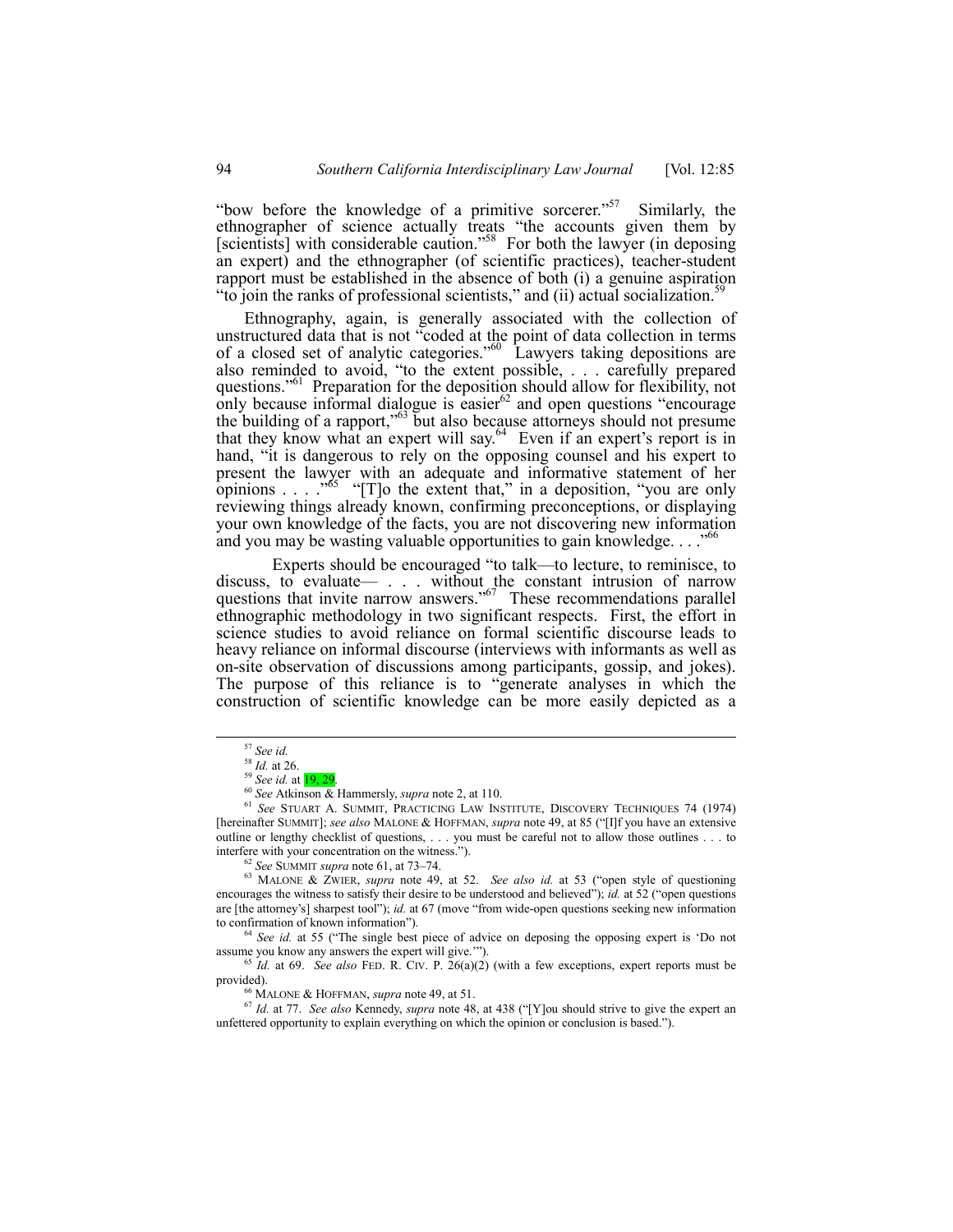"bow before the knowledge of a primitive sorcerer."[57] Similarly, the ethnographer of science actually treats "the accounts given them by [scientists] with considerable caution."[58] For both the lawyer (in deposing an expert) and the ethnographer (of scientific practices), teacher-student rapport must be established in the absence of both (i) a genuine aspiration "to join the ranks of professional scientists," and (ii) actual socialization.[59]

Ethnography, again, is generally associated with the collection of unstructured data that is not "coded at the point of data collection in terms of a closed set of analytic categories."[60] Lawyers taking depositions are also reminded to avoid, "to the extent possible, . . . carefully prepared questions."[61] Preparation for the deposition should allow for flexibility, not only because informal dialogue is easier[62] and open questions "encourage the building of a rapport,"[63] but also because attorneys should not presume that they know what an expert will say.[64] Even if an expert's report is in hand, "it is dangerous to rely on the opposing counsel and his expert to present the lawyer with an adequate and informative statement of her opinions . . . ."[65] "[T]o the extent that," in a deposition, "you are only reviewing things already known, confirming preconceptions, or displaying your own knowledge of the facts, you are not discovering new information and you may be wasting valuable opportunities to gain knowledge. . . ."[66]

Experts should be encouraged "to talk—to lecture, to reminisce, to discuss, to evaluate— . . . without the constant intrusion of narrow questions that invite narrow answers."[67] These recommendations parallel ethnographic methodology in two significant respects. First, the effort in science studies to avoid reliance on formal scientific discourse leads to heavy reliance on informal discourse (interviews with informants as well as on-site observation of discussions among participants, gossip, and jokes). The purpose of this reliance is to "generate analyses in which the construction of scientific knowledge can be more easily depicted as a

---

[57] *See id.*

[58] *Id.* at 26.

[59] *See id.* at 19, 29.

[60] *See* Atkinson & Hammersly, *supra* note 2, at 110.

[61] *See* STUART A. SUMMIT, PRACTICING LAW INSTITUTE, DISCOVERY TECHNIQUES 74 (1974) [hereinafter SUMMIT]; *see also* MALONE & HOFFMAN, *supra* note 49, at 85 ("[I]f you have an extensive outline or lengthy checklist of questions, . . . you must be careful not to allow those outlines . . . to interfere with your concentration on the witness.").

[62] *See* SUMMIT *supra* note 61, at 73–74.

[63] MALONE & ZWIER, *supra* note 49, at 52. *See also id.* at 53 ("open style of questioning encourages the witness to satisfy their desire to be understood and believed"); *id.* at 52 ("open questions are [the attorney's] sharpest tool"); *id.* at 67 (move "from wide-open questions seeking new information to confirmation of known information").

[64] *See id.* at 55 ("The single best piece of advice on deposing the opposing expert is 'Do not assume you know any answers the expert will give.'").

[65] *Id.* at 69. *See also* FED. R. CIV. P. 26(a)(2) (with a few exceptions, expert reports must be provided).

[66] MALONE & HOFFMAN, *supra* note 49, at 51.

[67] *Id.* at 77. *See also* Kennedy, *supra* note 48, at 438 ("[Y]ou should strive to give the expert an unfettered opportunity to explain everything on which the opinion or conclusion is based.").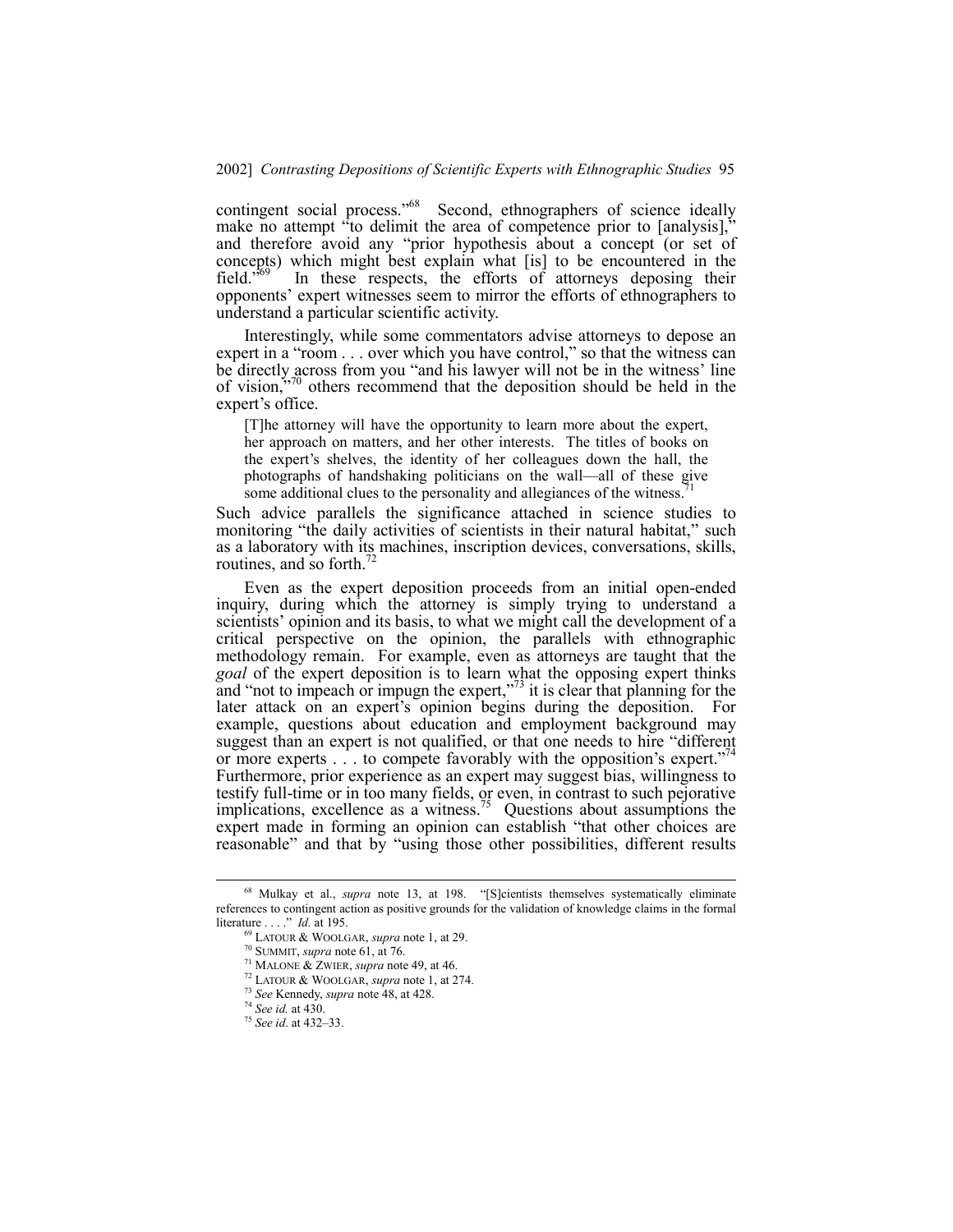contingent social process."[68] Second, ethnographers of science ideally make no attempt "to delimit the area of competence prior to [analysis]," and therefore avoid any "prior hypothesis about a concept (or set of concepts) which might best explain what [is] to be encountered in the field."[69] In these respects, the efforts of attorneys deposing their opponents' expert witnesses seem to mirror the efforts of ethnographers to understand a particular scientific activity.

Interestingly, while some commentators advise attorneys to depose an expert in a "room . . . over which you have control," so that the witness can be directly across from you "and his lawyer will not be in the witness' line of vision,"[70] others recommend that the deposition should be held in the expert's office.

> [T]he attorney will have the opportunity to learn more about the expert, her approach on matters, and her other interests. The titles of books on the expert's shelves, the identity of her colleagues down the hall, the photographs of handshaking politicians on the wall—all of these give some additional clues to the personality and allegiances of the witness.[71]

Such advice parallels the significance attached in science studies to monitoring "the daily activities of scientists in their natural habitat," such as a laboratory with its machines, inscription devices, conversations, skills, routines, and so forth.[72]

Even as the expert deposition proceeds from an initial open-ended inquiry, during which the attorney is simply trying to understand a scientists' opinion and its basis, to what we might call the development of a critical perspective on the opinion, the parallels with ethnographic methodology remain. For example, even as attorneys are taught that the *goal* of the expert deposition is to learn what the opposing expert thinks and "not to impeach or impugn the expert,"[73] it is clear that planning for the later attack on an expert's opinion begins during the deposition. For example, questions about education and employment background may suggest than an expert is not qualified, or that one needs to hire "different or more experts . . . to compete favorably with the opposition's expert."[74] Furthermore, prior experience as an expert may suggest bias, willingness to testify full-time or in too many fields, or even, in contrast to such pejorative implications, excellence as a witness.[75] Questions about assumptions the expert made in forming an opinion can establish "that other choices are reasonable" and that by "using those other possibilities, different results

---

[68] Mulkay et al., *supra* note 13, at 198. "[S]cientists themselves systematically eliminate references to contingent action as positive grounds for the validation of knowledge claims in the formal literature . . . ." *Id.* at 195.

[69] LATOUR & WOOLGAR, *supra* note 1, at 29.

[70] SUMMIT, *supra* note 61, at 76.

[71] MALONE & ZWIER, *supra* note 49, at 46.

[72] LATOUR & WOOLGAR, *supra* note 1, at 274.

[73] *See* Kennedy, *supra* note 48, at 428.

[74] *See id.* at 430.

[75] *See id*. at 432–33.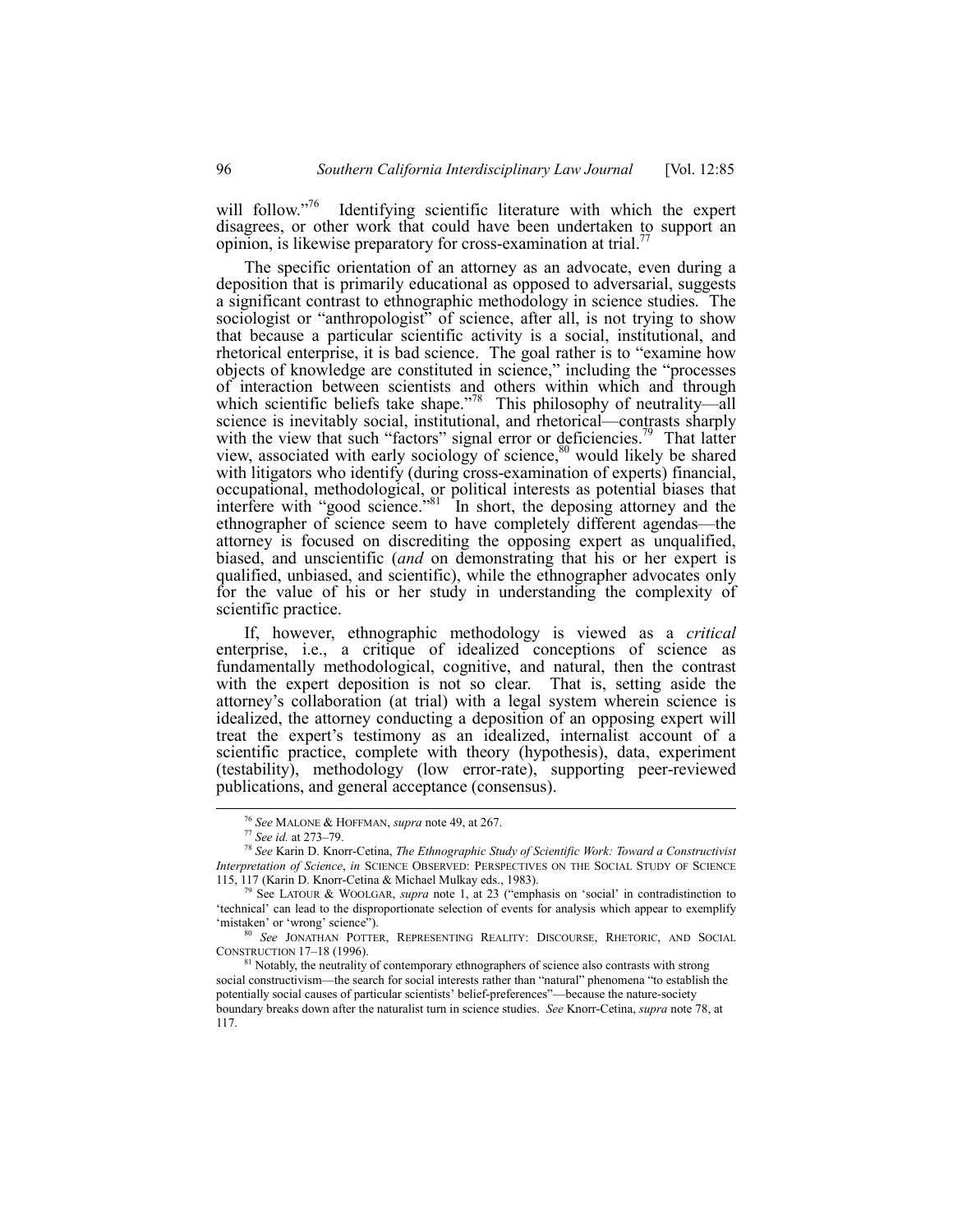will follow."[76] Identifying scientific literature with which the expert disagrees, or other work that could have been undertaken to support an opinion, is likewise preparatory for cross-examination at trial.[77]

The specific orientation of an attorney as an advocate, even during a deposition that is primarily educational as opposed to adversarial, suggests a significant contrast to ethnographic methodology in science studies. The sociologist or "anthropologist" of science, after all, is not trying to show that because a particular scientific activity is a social, institutional, and rhetorical enterprise, it is bad science. The goal rather is to "examine how objects of knowledge are constituted in science," including the "processes of interaction between scientists and others within which and through which scientific beliefs take shape."[78] This philosophy of neutrality—all science is inevitably social, institutional, and rhetorical—contrasts sharply with the view that such "factors" signal error or deficiencies.[79] That latter view, associated with early sociology of science,[80] would likely be shared with litigators who identify (during cross-examination of experts) financial, occupational, methodological, or political interests as potential biases that interfere with "good science."[81] In short, the deposing attorney and the ethnographer of science seem to have completely different agendas—the attorney is focused on discrediting the opposing expert as unqualified, biased, and unscientific (*and* on demonstrating that his or her expert is qualified, unbiased, and scientific), while the ethnographer advocates only for the value of his or her study in understanding the complexity of scientific practice.

If, however, ethnographic methodology is viewed as a *critical* enterprise, i.e., a critique of idealized conceptions of science as fundamentally methodological, cognitive, and natural, then the contrast with the expert deposition is not so clear. That is, setting aside the attorney's collaboration (at trial) with a legal system wherein science is idealized, the attorney conducting a deposition of an opposing expert will treat the expert's testimony as an idealized, internalist account of a scientific practice, complete with theory (hypothesis), data, experiment (testability), methodology (low error-rate), supporting peer-reviewed publications, and general acceptance (consensus).

---

[76] *See* MALONE & HOFFMAN, *supra* note 49, at 267.

[77] *See id.* at 273–79.

[78] *See* Karin D. Knorr-Cetina, *The Ethnographic Study of Scientific Work: Toward a Constructivist Interpretation of Science*, *in* SCIENCE OBSERVED: PERSPECTIVES ON THE SOCIAL STUDY OF SCIENCE 115, 117 (Karin D. Knorr-Cetina & Michael Mulkay eds., 1983).

[79] See LATOUR & WOOLGAR, *supra* note 1, at 23 ("emphasis on 'social' in contradistinction to 'technical' can lead to the disproportionate selection of events for analysis which appear to exemplify 'mistaken' or 'wrong' science").

[80] *See* JONATHAN POTTER, REPRESENTING REALITY: DISCOURSE, RHETORIC, AND SOCIAL CONSTRUCTION 17–18 (1996).

[81] Notably, the neutrality of contemporary ethnographers of science also contrasts with strong social constructivism—the search for social interests rather than "natural" phenomena "to establish the potentially social causes of particular scientists' belief-preferences"—because the nature-society boundary breaks down after the naturalist turn in science studies. *See* Knorr-Cetina, *supra* note 78, at 117.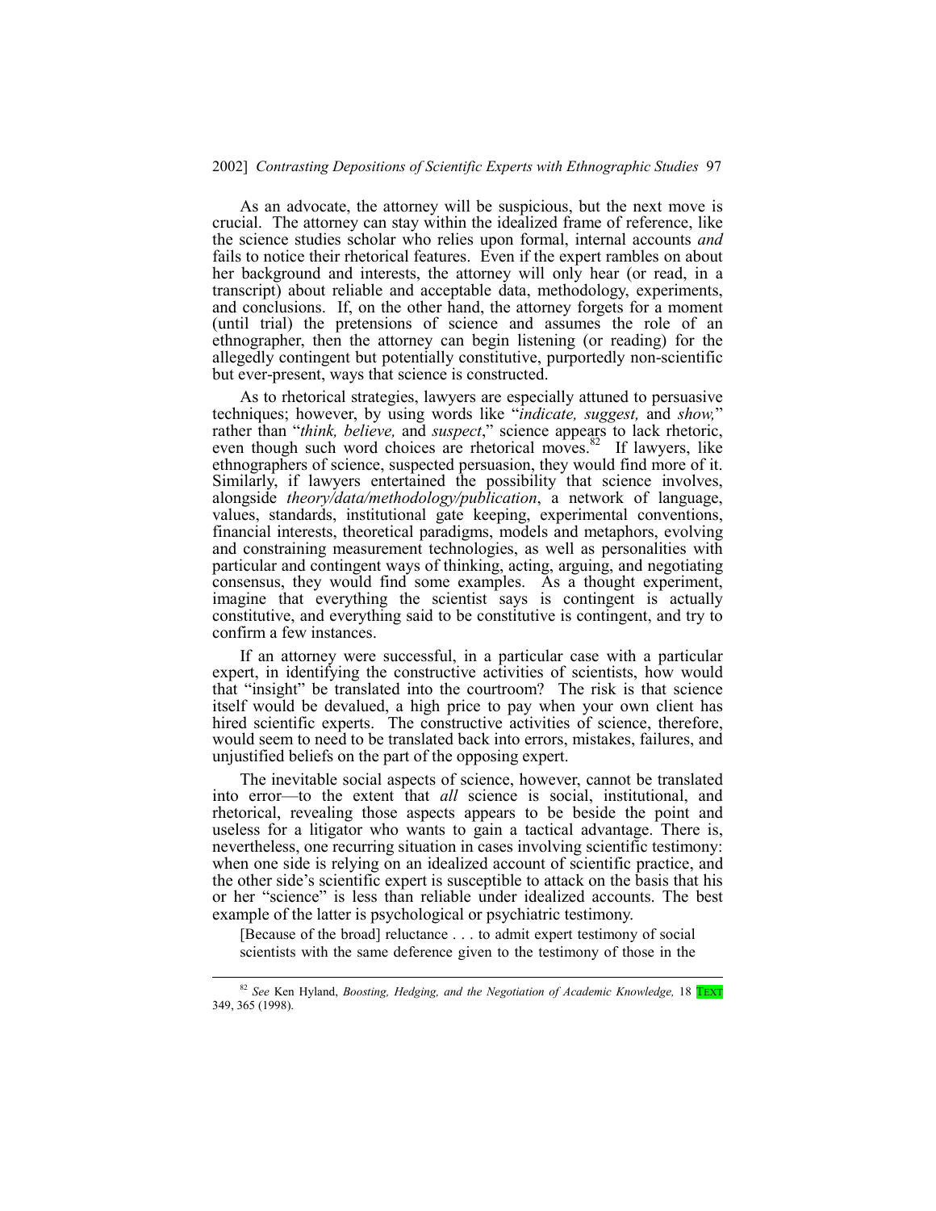As an advocate, the attorney will be suspicious, but the next move is crucial. The attorney can stay within the idealized frame of reference, like the science studies scholar who relies upon formal, internal accounts *and* fails to notice their rhetorical features. Even if the expert rambles on about her background and interests, the attorney will only hear (or read, in a transcript) about reliable and acceptable data, methodology, experiments, and conclusions. If, on the other hand, the attorney forgets for a moment (until trial) the pretensions of science and assumes the role of an ethnographer, then the attorney can begin listening (or reading) for the allegedly contingent but potentially constitutive, purportedly non-scientific but ever-present, ways that science is constructed.

As to rhetorical strategies, lawyers are especially attuned to persuasive techniques; however, by using words like "*indicate, suggest,* and *show,*" rather than "*think, believe,* and *suspect*," science appears to lack rhetoric, even though such word choices are rhetorical moves.[82] If lawyers, like ethnographers of science, suspected persuasion, they would find more of it. Similarly, if lawyers entertained the possibility that science involves, alongside *theory/data/methodology/publication*, a network of language, values, standards, institutional gate keeping, experimental conventions, financial interests, theoretical paradigms, models and metaphors, evolving and constraining measurement technologies, as well as personalities with particular and contingent ways of thinking, acting, arguing, and negotiating consensus, they would find some examples. As a thought experiment, imagine that everything the scientist says is contingent is actually constitutive, and everything said to be constitutive is contingent, and try to confirm a few instances.

If an attorney were successful, in a particular case with a particular expert, in identifying the constructive activities of scientists, how would that "insight" be translated into the courtroom? The risk is that science itself would be devalued, a high price to pay when your own client has hired scientific experts. The constructive activities of science, therefore, would seem to need to be translated back into errors, mistakes, failures, and unjustified beliefs on the part of the opposing expert.

The inevitable social aspects of science, however, cannot be translated into error—to the extent that *all* science is social, institutional, and rhetorical, revealing those aspects appears to be beside the point and useless for a litigator who wants to gain a tactical advantage. There is, nevertheless, one recurring situation in cases involving scientific testimony: when one side is relying on an idealized account of scientific practice, and the other side's scientific expert is susceptible to attack on the basis that his or her "science" is less than reliable under idealized accounts. The best example of the latter is psychological or psychiatric testimony.

> [Because of the broad] reluctance . . . to admit expert testimony of social scientists with the same deference given to the testimony of those in the

---

[82] *See* Ken Hyland, *Boosting, Hedging, and the Negotiation of Academic Knowledge,* 18 TEXT 349, 365 (1998).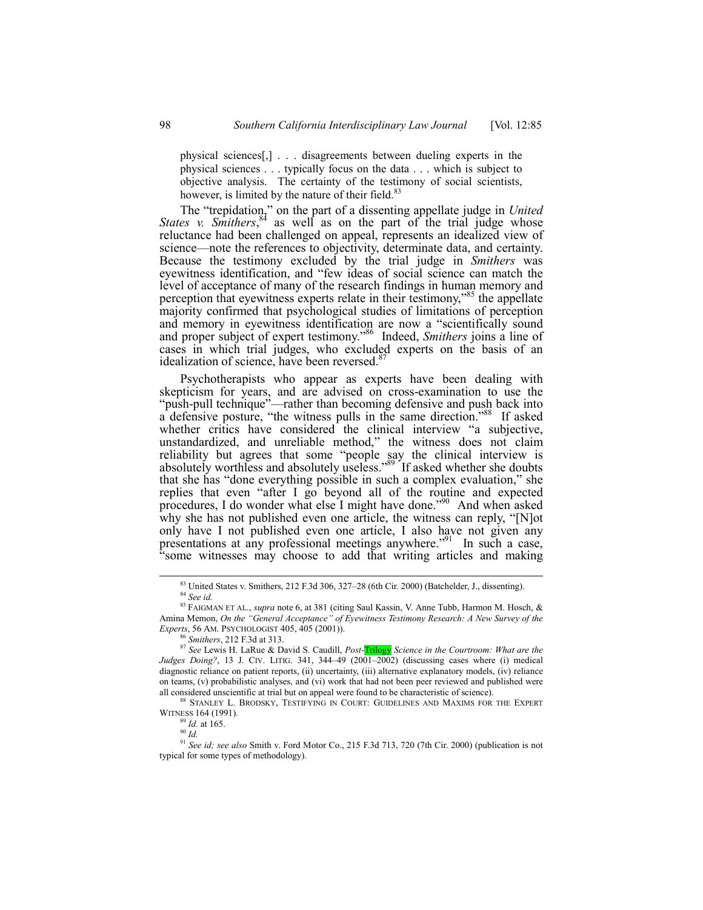physical sciences[,] . . . disagreements between dueling experts in the physical sciences . . . typically focus on the data . . . which is subject to objective analysis. The certainty of the testimony of social scientists, however, is limited by the nature of their field.[83]

The "trepidation," on the part of a dissenting appellate judge in *United States v. Smithers*,[84] as well as on the part of the trial judge whose reluctance had been challenged on appeal, represents an idealized view of science—note the references to objectivity, determinate data, and certainty. Because the testimony excluded by the trial judge in *Smithers* was eyewitness identification, and "few ideas of social science can match the level of acceptance of many of the research findings in human memory and perception that eyewitness experts relate in their testimony,"[85] the appellate majority confirmed that psychological studies of limitations of perception and memory in eyewitness identification are now a "scientifically sound and proper subject of expert testimony."[86] Indeed, *Smithers* joins a line of cases in which trial judges, who excluded experts on the basis of an idealization of science, have been reversed.[87]

Psychotherapists who appear as experts have been dealing with skepticism for years, and are advised on cross-examination to use the "push-pull technique"—rather than becoming defensive and push back into a defensive posture, "the witness pulls in the same direction."[88] If asked whether critics have considered the clinical interview "a subjective, unstandardized, and unreliable method," the witness does not claim reliability but agrees that some "people say the clinical interview is absolutely worthless and absolutely useless."[89] If asked whether she doubts that she has "done everything possible in such a complex evaluation," she replies that even "after I go beyond all of the routine and expected procedures, I do wonder what else I might have done."[90] And when asked why she has not published even one article, the witness can reply, "[N]ot only have I not published even one article, I also have not given any presentations at any professional meetings anywhere."[91] In such a case, "some witnesses may choose to add that writing articles and making

---

[83] United States v. Smithers, 212 F.3d 306, 327–28 (6th Cir. 2000) (Batchelder, J., dissenting).

[84] *See id.*

[85] FAIGMAN ET AL., *supra* note 6, at 381 (citing Saul Kassin, V. Anne Tubb, Harmon M. Hosch, & Amina Memon, *On the "General Acceptance" of Eyewitness Testimony Research: A New Survey of the Experts*, 56 AM. PSYCHOLOGIST 405, 405 (2001)).

[86] *Smithers*, 212 F.3d at 313.

[87] *See* Lewis H. LaRue & David S. Caudill, *Post-Trilogy Science in the Courtroom: What are the Judges Doing?*, 13 J. CIV. LITIG. 341, 344–49 (2001–2002) (discussing cases where (i) medical diagnostic reliance on patient reports, (ii) uncertainty, (iii) alternative explanatory models, (iv) reliance on teams, (v) probabilistic analyses, and (vi) work that had not been peer reviewed and published were all considered unscientific at trial but on appeal were found to be characteristic of science).

[88] STANLEY L. BRODSKY, TESTIFYING IN COURT: GUIDELINES AND MAXIMS FOR THE EXPERT WITNESS 164 (1991).

[89] *Id.* at 165.

[90] *Id.*

[91] *See id; see also* Smith v. Ford Motor Co., 215 F.3d 713, 720 (7th Cir. 2000) (publication is not typical for some types of methodology).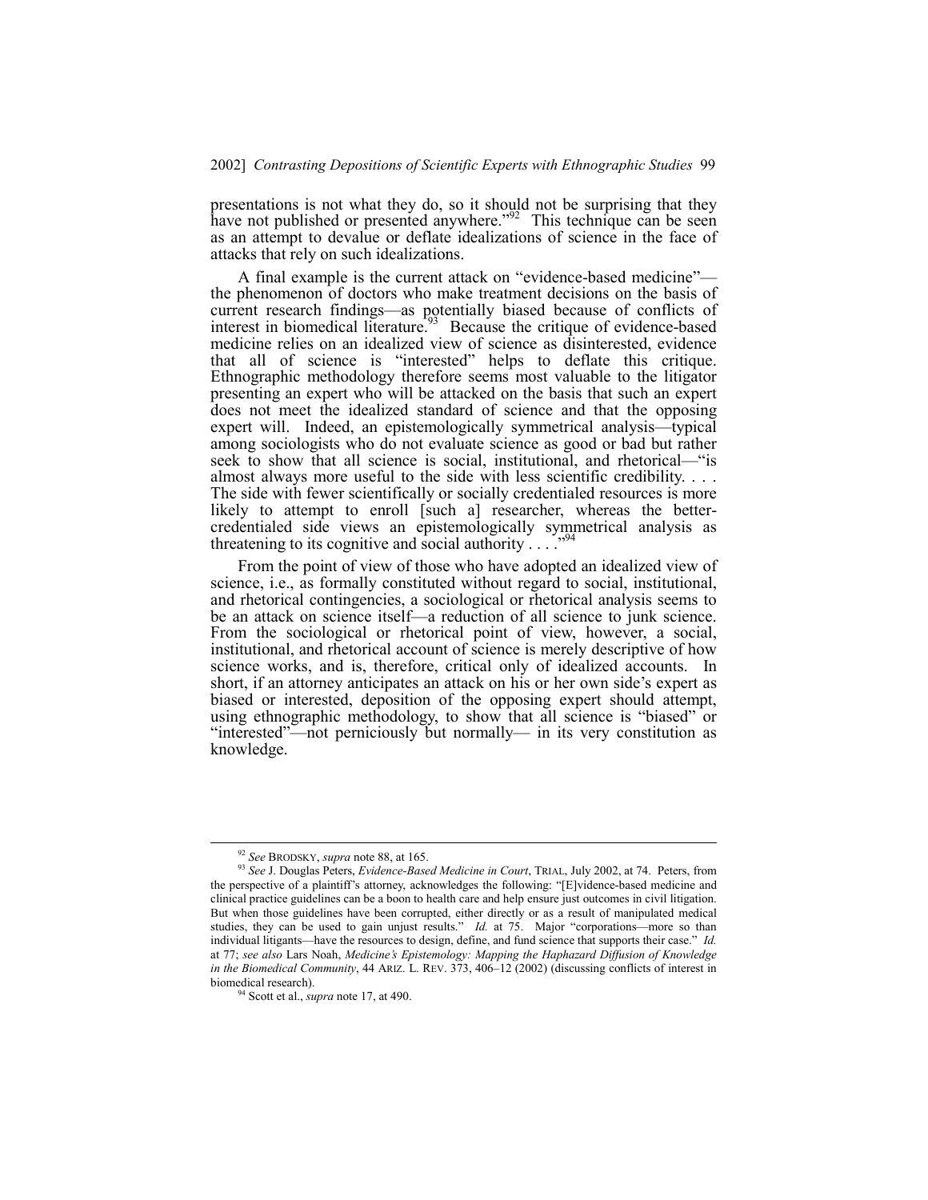presentations is not what they do, so it should not be surprising that they have not published or presented anywhere."[92] This technique can be seen as an attempt to devalue or deflate idealizations of science in the face of attacks that rely on such idealizations.

A final example is the current attack on "evidence-based medicine"—the phenomenon of doctors who make treatment decisions on the basis of current research findings—as potentially biased because of conflicts of interest in biomedical literature.[93] Because the critique of evidence-based medicine relies on an idealized view of science as disinterested, evidence that all of science is "interested" helps to deflate this critique. Ethnographic methodology therefore seems most valuable to the litigator presenting an expert who will be attacked on the basis that such an expert does not meet the idealized standard of science and that the opposing expert will. Indeed, an epistemologically symmetrical analysis—typical among sociologists who do not evaluate science as good or bad but rather seek to show that all science is social, institutional, and rhetorical—"is almost always more useful to the side with less scientific credibility. . . . The side with fewer scientifically or socially credentialed resources is more likely to attempt to enroll [such a] researcher, whereas the better-credentialed side views an epistemologically symmetrical analysis as threatening to its cognitive and social authority . . . ."[94]

From the point of view of those who have adopted an idealized view of science, i.e., as formally constituted without regard to social, institutional, and rhetorical contingencies, a sociological or rhetorical analysis seems to be an attack on science itself—a reduction of all science to junk science. From the sociological or rhetorical point of view, however, a social, institutional, and rhetorical account of science is merely descriptive of how science works, and is, therefore, critical only of idealized accounts. In short, if an attorney anticipates an attack on his or her own side's expert as biased or interested, deposition of the opposing expert should attempt, using ethnographic methodology, to show that all science is "biased" or "interested"—not perniciously but normally— in its very constitution as knowledge.

---

[92] *See* BRODSKY, *supra* note 88, at 165.

[93] *See* J. Douglas Peters, *Evidence-Based Medicine in Court*, TRIAL, July 2002, at 74. Peters, from the perspective of a plaintiff's attorney, acknowledges the following: "[E]vidence-based medicine and clinical practice guidelines can be a boon to health care and help ensure just outcomes in civil litigation. But when those guidelines have been corrupted, either directly or as a result of manipulated medical studies, they can be used to gain unjust results." *Id.* at 75. Major "corporations—more so than individual litigants—have the resources to design, define, and fund science that supports their case." *Id.* at 77; *see also* Lars Noah, *Medicine's Epistemology: Mapping the Haphazard Diffusion of Knowledge in the Biomedical Community*, 44 ARIZ. L. REV. 373, 406–12 (2002) (discussing conflicts of interest in biomedical research).

[94] Scott et al., *supra* note 17, at 490.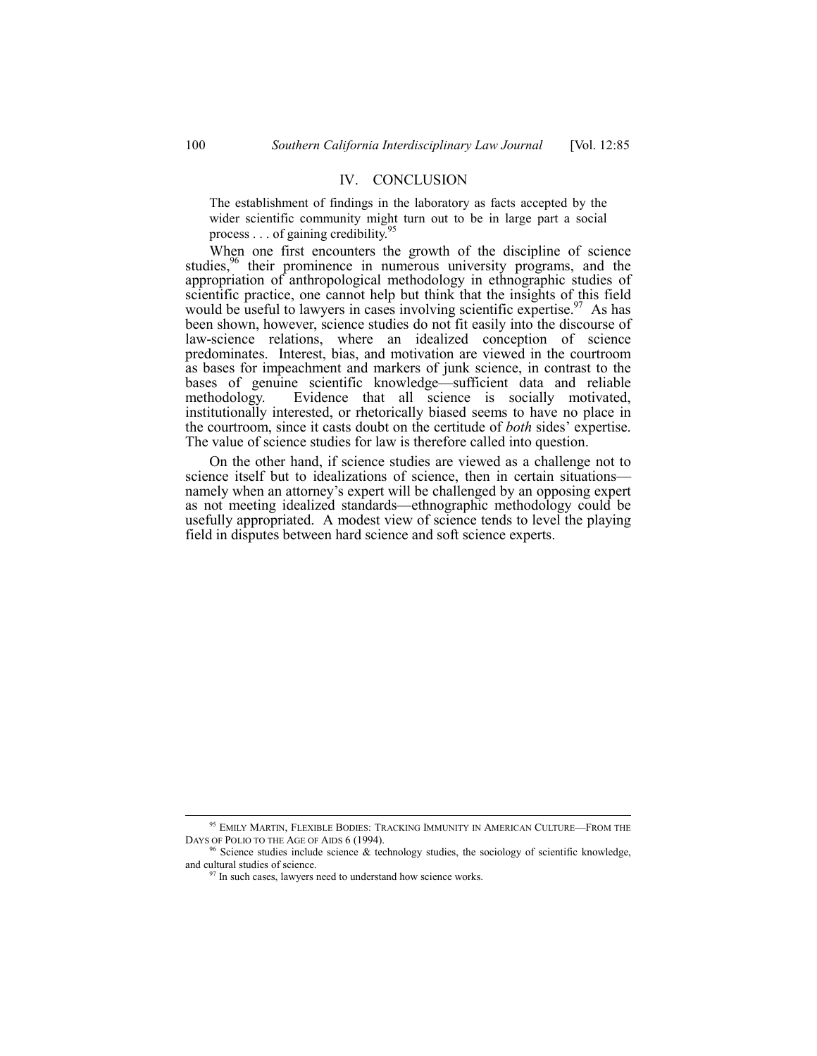## IV. CONCLUSION

> The establishment of findings in the laboratory as facts accepted by the wider scientific community might turn out to be in large part a social process . . . of gaining credibility.[95]

When one first encounters the growth of the discipline of science studies,[96] their prominence in numerous university programs, and the appropriation of anthropological methodology in ethnographic studies of scientific practice, one cannot help but think that the insights of this field would be useful to lawyers in cases involving scientific expertise.[97] As has been shown, however, science studies do not fit easily into the discourse of law-science relations, where an idealized conception of science predominates. Interest, bias, and motivation are viewed in the courtroom as bases for impeachment and markers of junk science, in contrast to the bases of genuine scientific knowledge—sufficient data and reliable methodology. Evidence that all science is socially motivated, institutionally interested, or rhetorically biased seems to have no place in the courtroom, since it casts doubt on the certitude of *both* sides' expertise. The value of science studies for law is therefore called into question.

On the other hand, if science studies are viewed as a challenge not to science itself but to idealizations of science, then in certain situations—namely when an attorney's expert will be challenged by an opposing expert as not meeting idealized standards—ethnographic methodology could be usefully appropriated. A modest view of science tends to level the playing field in disputes between hard science and soft science experts.

---

[95] EMILY MARTIN, FLEXIBLE BODIES: TRACKING IMMUNITY IN AMERICAN CULTURE—FROM THE DAYS OF POLIO TO THE AGE OF AIDS 6 (1994).

[96] Science studies include science & technology studies, the sociology of scientific knowledge, and cultural studies of science.

[97] In such cases, lawyers need to understand how science works.